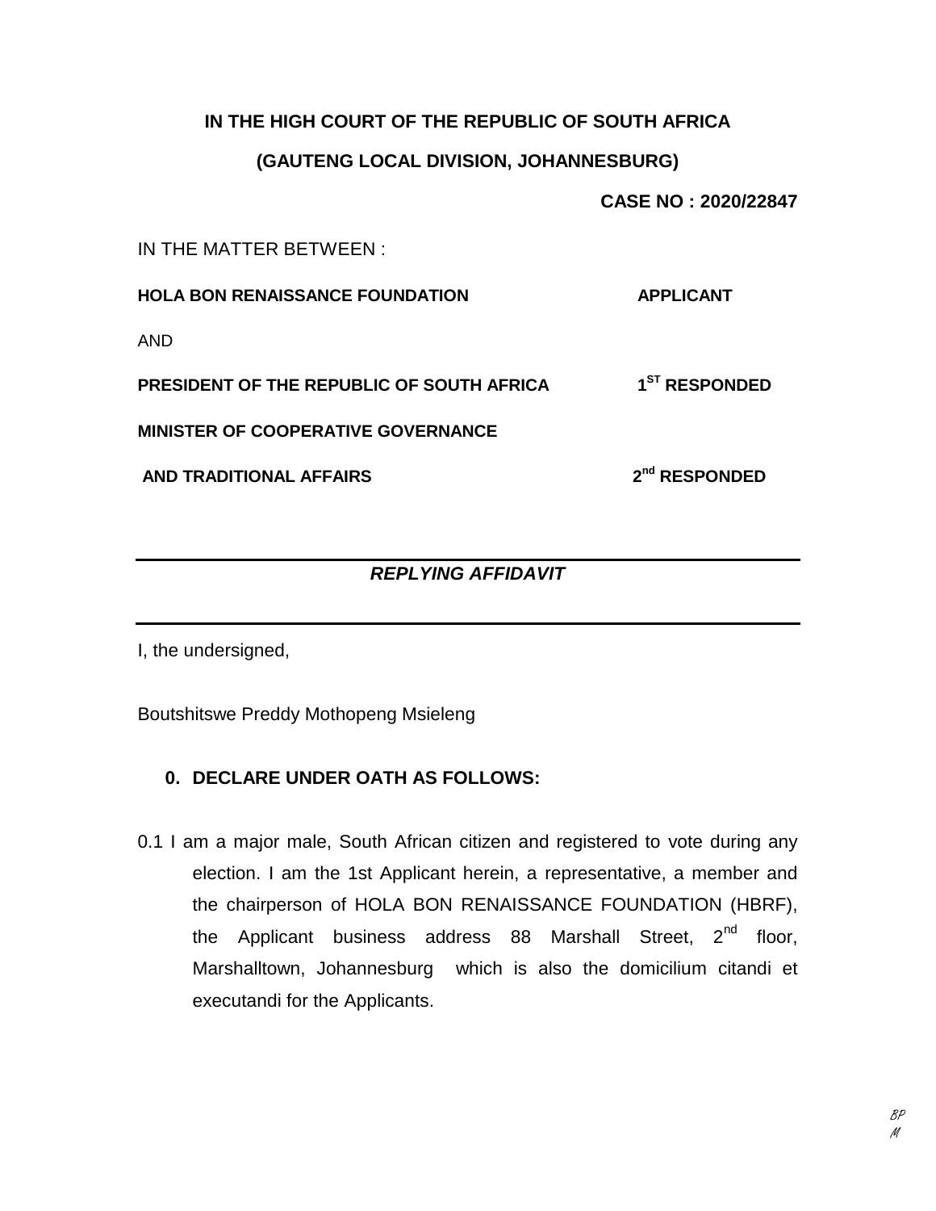**IN THE HIGH COURT OF THE REPUBLIC OF SOUTH AFRICA**

**(GAUTENG LOCAL DIVISION, JOHANNESBURG)**

**CASE NO : 2020/22847**

IN THE MATTER BETWEEN :

| | |
|---|---|
| **HOLA BON RENAISSANCE FOUNDATION** | **APPLICANT** |
| AND | |
| **PRESIDENT OF THE REPUBLIC OF SOUTH AFRICA** | **1ST RESPONDED** |
| **MINISTER OF COOPERATIVE GOVERNANCE AND TRADITIONAL AFFAIRS** | **2nd RESPONDED** |

---

***REPLYING AFFIDAVIT***

---

I, the undersigned,

Boutshitswe Preddy Mothopeng Msieleng

**0. DECLARE UNDER OATH AS FOLLOWS:**

0.1 I am a major male, South African citizen and registered to vote during any election. I am the 1st Applicant herein, a representative, a member and the chairperson of HOLA BON RENAISSANCE FOUNDATION (HBRF), the Applicant business address 88 Marshall Street, 2nd floor, Marshalltown, Johannesburg which is also the domicilium citandi et executandi for the Applicants.

BP
M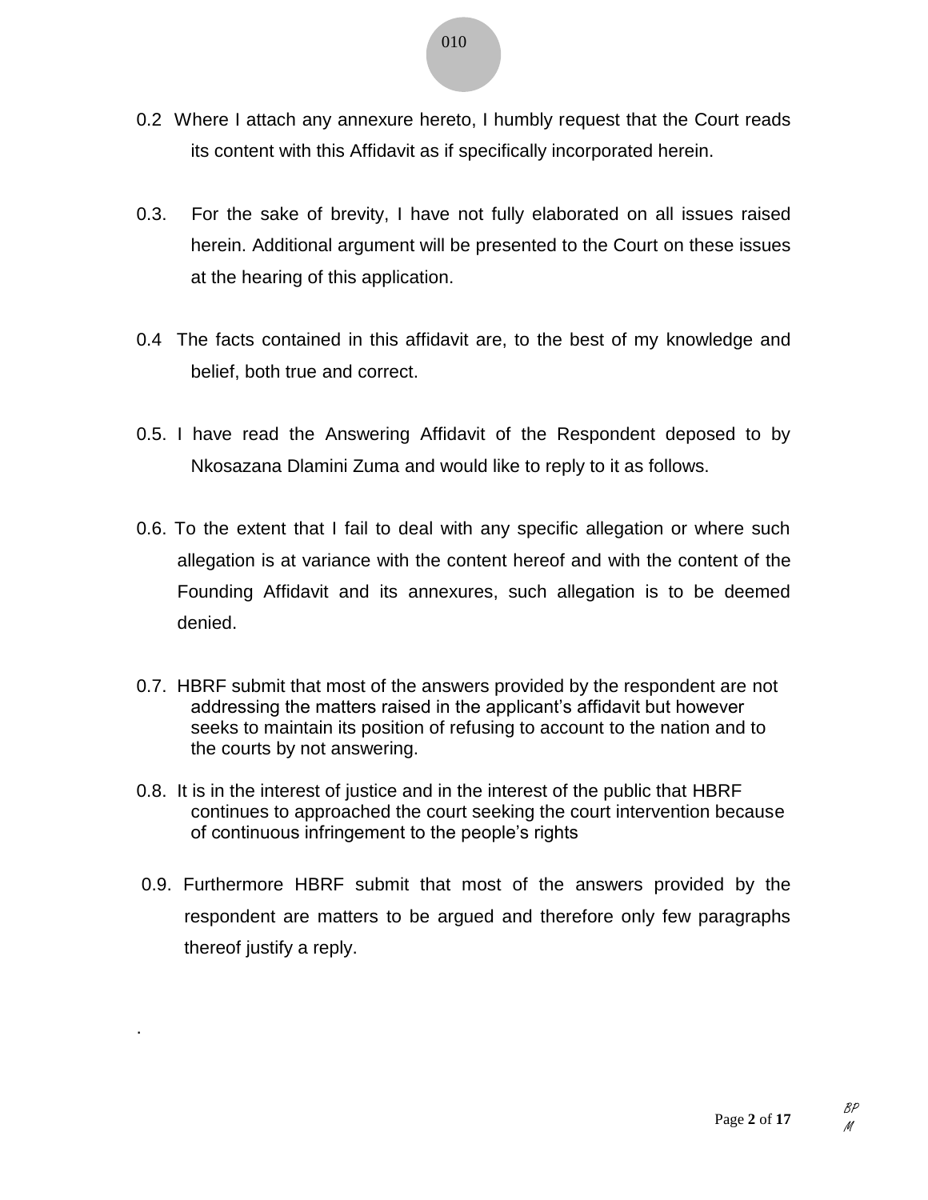0.2 Where I attach any annexure hereto, I humbly request that the Court reads its content with this Affidavit as if specifically incorporated herein.

0.3. For the sake of brevity, I have not fully elaborated on all issues raised herein. Additional argument will be presented to the Court on these issues at the hearing of this application.

0.4 The facts contained in this affidavit are, to the best of my knowledge and belief, both true and correct.

0.5. I have read the Answering Affidavit of the Respondent deposed to by Nkosazana Dlamini Zuma and would like to reply to it as follows.

0.6. To the extent that I fail to deal with any specific allegation or where such allegation is at variance with the content hereof and with the content of the Founding Affidavit and its annexures, such allegation is to be deemed denied.

0.7. HBRF submit that most of the answers provided by the respondent are not addressing the matters raised in the applicant's affidavit but however seeks to maintain its position of refusing to account to the nation and to the courts by not answering.

0.8. It is in the interest of justice and in the interest of the public that HBRF continues to approached the court seeking the court intervention because of continuous infringement to the people's rights

0.9. Furthermore HBRF submit that most of the answers provided by the respondent are matters to be argued and therefore only few paragraphs thereof justify a reply.

.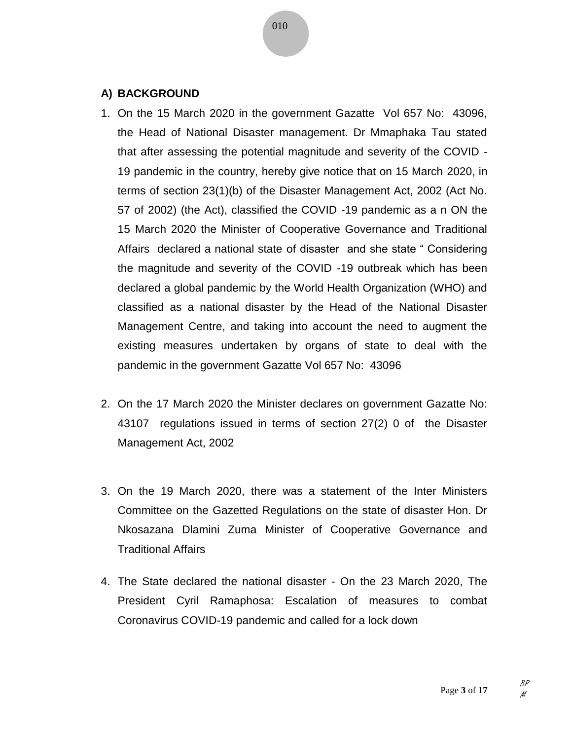## A) BACKGROUND

1. On the 15 March 2020 in the government Gazatte Vol 657 No: 43096, the Head of National Disaster management. Dr Mmaphaka Tau stated that after assessing the potential magnitude and severity of the COVID -19 pandemic in the country, hereby give notice that on 15 March 2020, in terms of section 23(1)(b) of the Disaster Management Act, 2002 (Act No. 57 of 2002) (the Act), classified the COVID -19 pandemic as a n ON the 15 March 2020 the Minister of Cooperative Governance and Traditional Affairs declared a national state of disaster and she state " Considering the magnitude and severity of the COVID -19 outbreak which has been declared a global pandemic by the World Health Organization (WHO) and classified as a national disaster by the Head of the National Disaster Management Centre, and taking into account the need to augment the existing measures undertaken by organs of state to deal with the pandemic in the government Gazatte Vol 657 No: 43096

2. On the 17 March 2020 the Minister declares on government Gazatte No: 43107 regulations issued in terms of section 27(2) 0 of the Disaster Management Act, 2002

3. On the 19 March 2020, there was a statement of the Inter Ministers Committee on the Gazetted Regulations on the state of disaster Hon. Dr Nkosazana Dlamini Zuma Minister of Cooperative Governance and Traditional Affairs

4. The State declared the national disaster - On the 23 March 2020, The President Cyril Ramaphosa: Escalation of measures to combat Coronavirus COVID-19 pandemic and called for a lock down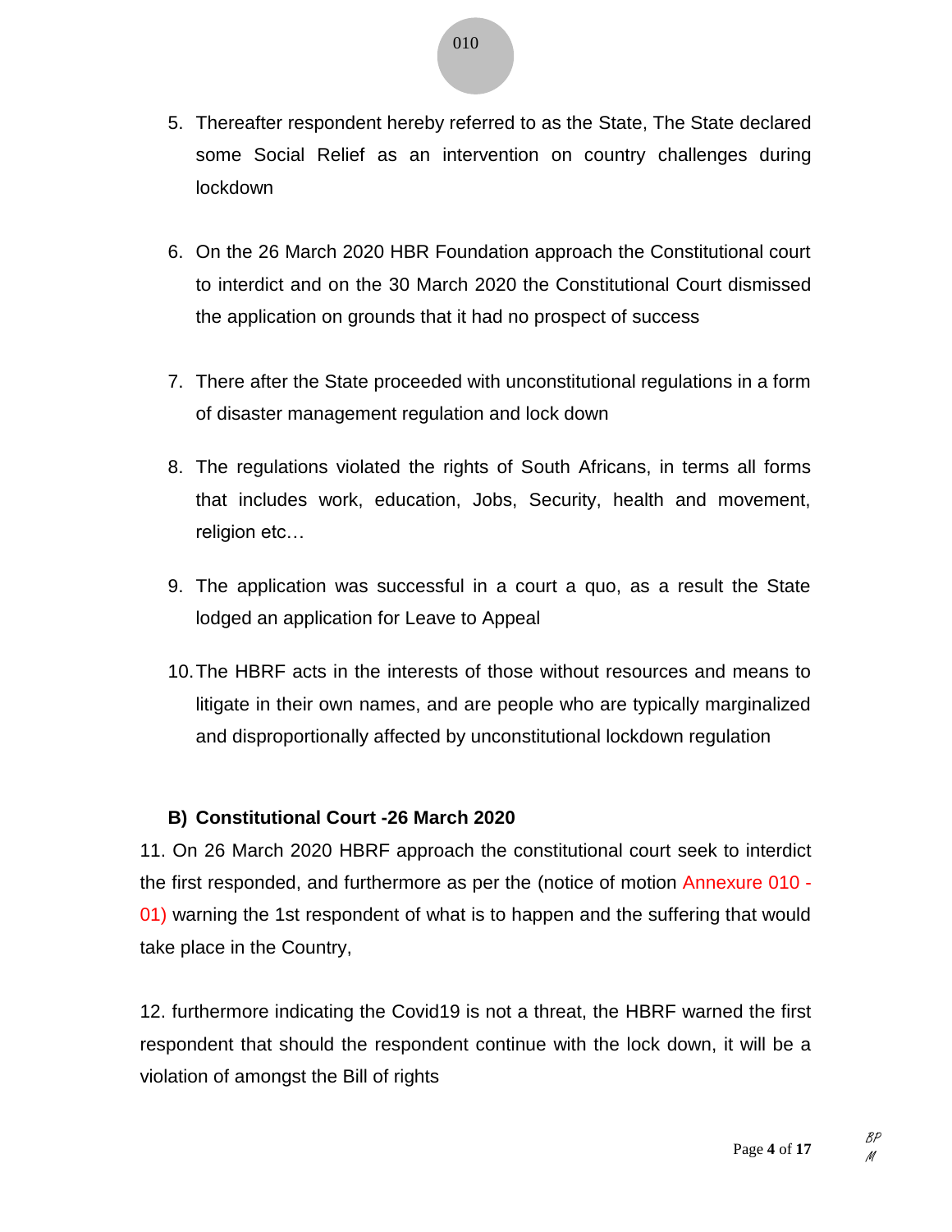5. Thereafter respondent hereby referred to as the State, The State declared some Social Relief as an intervention on country challenges during lockdown

6. On the 26 March 2020 HBR Foundation approach the Constitutional court to interdict and on the 30 March 2020 the Constitutional Court dismissed the application on grounds that it had no prospect of success

7. There after the State proceeded with unconstitutional regulations in a form of disaster management regulation and lock down

8. The regulations violated the rights of South Africans, in terms all forms that includes work, education, Jobs, Security, health and movement, religion etc…

9. The application was successful in a court a quo, as a result the State lodged an application for Leave to Appeal

10. The HBRF acts in the interests of those without resources and means to litigate in their own names, and are people who are typically marginalized and disproportionally affected by unconstitutional lockdown regulation

### B) Constitutional Court -26 March 2020

11. On 26 March 2020 HBRF approach the constitutional court seek to interdict the first responded, and furthermore as per the (notice of motion Annexure 010 - 01) warning the 1st respondent of what is to happen and the suffering that would take place in the Country,

12. furthermore indicating the Covid19 is not a threat, the HBRF warned the first respondent that should the respondent continue with the lock down, it will be a violation of amongst the Bill of rights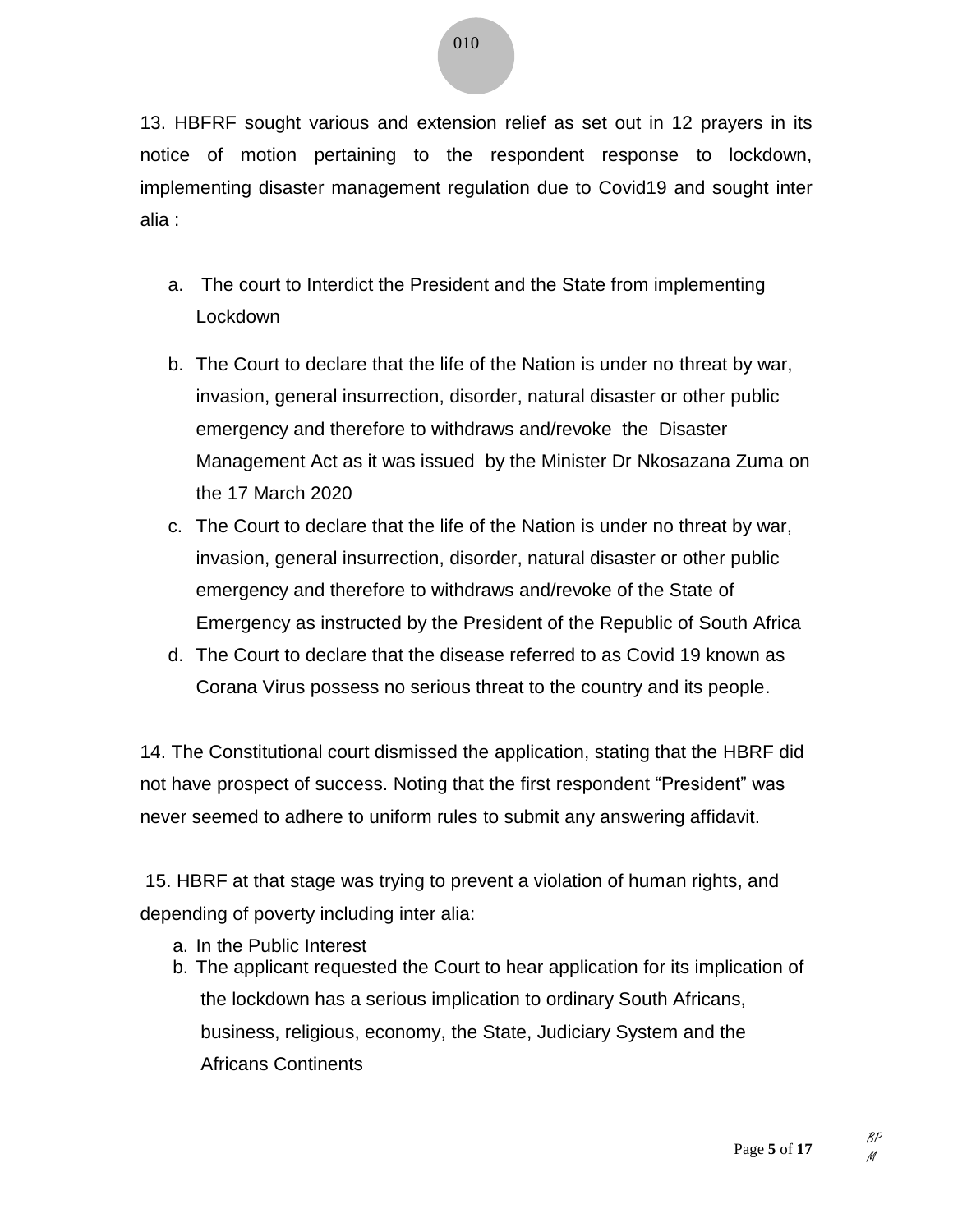13. HBFRF sought various and extension relief as set out in 12 prayers in its notice of motion pertaining to the respondent response to lockdown, implementing disaster management regulation due to Covid19 and sought inter alia :

a. The court to Interdict the President and the State from implementing Lockdown

b. The Court to declare that the life of the Nation is under no threat by war, invasion, general insurrection, disorder, natural disaster or other public emergency and therefore to withdraws and/revoke the Disaster Management Act as it was issued by the Minister Dr Nkosazana Zuma on the 17 March 2020

c. The Court to declare that the life of the Nation is under no threat by war, invasion, general insurrection, disorder, natural disaster or other public emergency and therefore to withdraws and/revoke of the State of Emergency as instructed by the President of the Republic of South Africa

d. The Court to declare that the disease referred to as Covid 19 known as Corana Virus possess no serious threat to the country and its people.

14. The Constitutional court dismissed the application, stating that the HBRF did not have prospect of success. Noting that the first respondent "President" was never seemed to adhere to uniform rules to submit any answering affidavit.

15. HBRF at that stage was trying to prevent a violation of human rights, and depending of poverty including inter alia:

a. In the Public Interest
b. The applicant requested the Court to hear application for its implication of the lockdown has a serious implication to ordinary South Africans, business, religious, economy, the State, Judiciary System and the Africans Continents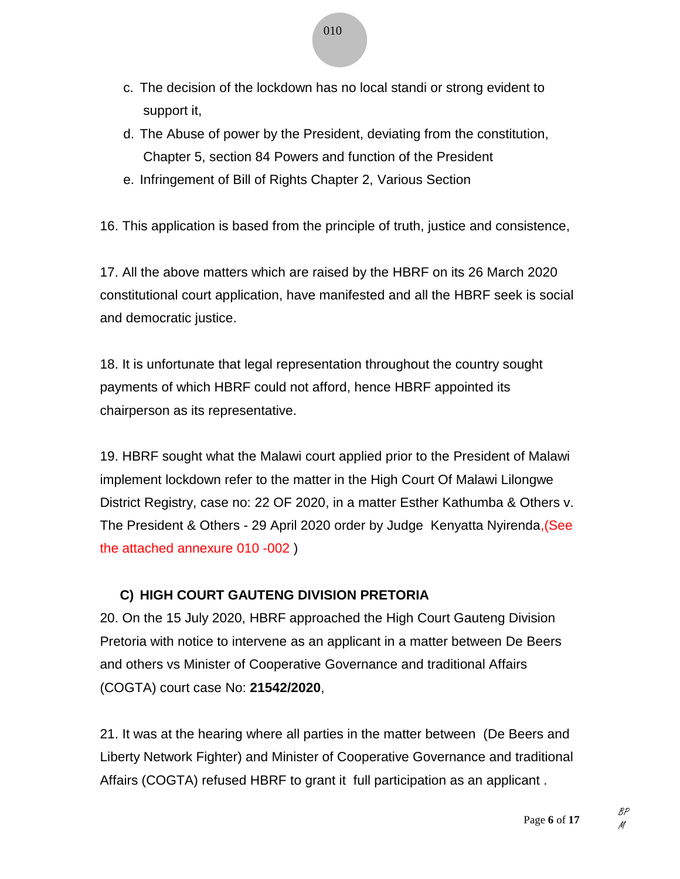c. The decision of the lockdown has no local standi or strong evident to support it,

d. The Abuse of power by the President, deviating from the constitution, Chapter 5, section 84 Powers and function of the President

e. Infringement of Bill of Rights Chapter 2, Various Section

16. This application is based from the principle of truth, justice and consistence,

17. All the above matters which are raised by the HBRF on its 26 March 2020 constitutional court application, have manifested and all the HBRF seek is social and democratic justice.

18. It is unfortunate that legal representation throughout the country sought payments of which HBRF could not afford, hence HBRF appointed its chairperson as its representative.

19. HBRF sought what the Malawi court applied prior to the President of Malawi implement lockdown refer to the matter in the High Court Of Malawi Lilongwe District Registry, case no: 22 OF 2020, in a matter Esther Kathumba & Others v. The President & Others - 29 April 2020 order by Judge Kenyatta Nyirenda,(See the attached annexure 010 -002 )

### C) HIGH COURT GAUTENG DIVISION PRETORIA

20. On the 15 July 2020, HBRF approached the High Court Gauteng Division Pretoria with notice to intervene as an applicant in a matter between De Beers and others vs Minister of Cooperative Governance and traditional Affairs (COGTA) court case No: **21542/2020**,

21. It was at the hearing where all parties in the matter between (De Beers and Liberty Network Fighter) and Minister of Cooperative Governance and traditional Affairs (COGTA) refused HBRF to grant it full participation as an applicant .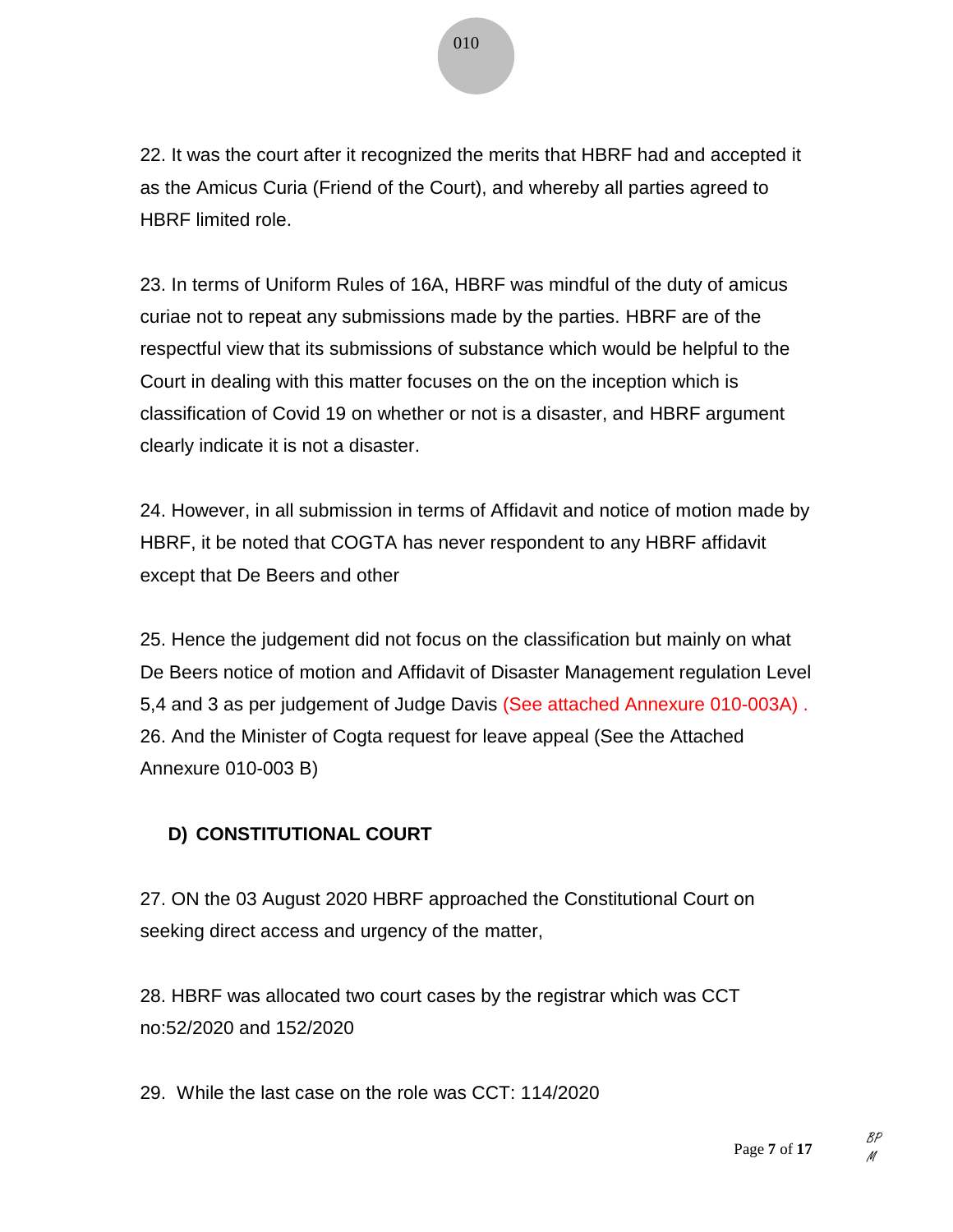22. It was the court after it recognized the merits that HBRF had and accepted it as the Amicus Curia (Friend of the Court), and whereby all parties agreed to HBRF limited role.

23. In terms of Uniform Rules of 16A, HBRF was mindful of the duty of amicus curiae not to repeat any submissions made by the parties. HBRF are of the respectful view that its submissions of substance which would be helpful to the Court in dealing with this matter focuses on the on the inception which is classification of Covid 19 on whether or not is a disaster, and HBRF argument clearly indicate it is not a disaster.

24. However, in all submission in terms of Affidavit and notice of motion made by HBRF, it be noted that COGTA has never respondent to any HBRF affidavit except that De Beers and other

25. Hence the judgement did not focus on the classification but mainly on what De Beers notice of motion and Affidavit of Disaster Management regulation Level 5,4 and 3 as per judgement of Judge Davis (See attached Annexure 010-003A) .

26. And the Minister of Cogta request for leave appeal (See the Attached Annexure 010-003 B)

## D) CONSTITUTIONAL COURT

27. ON the 03 August 2020 HBRF approached the Constitutional Court on seeking direct access and urgency of the matter,

28. HBRF was allocated two court cases by the registrar which was CCT no:52/2020 and 152/2020

29. While the last case on the role was CCT: 114/2020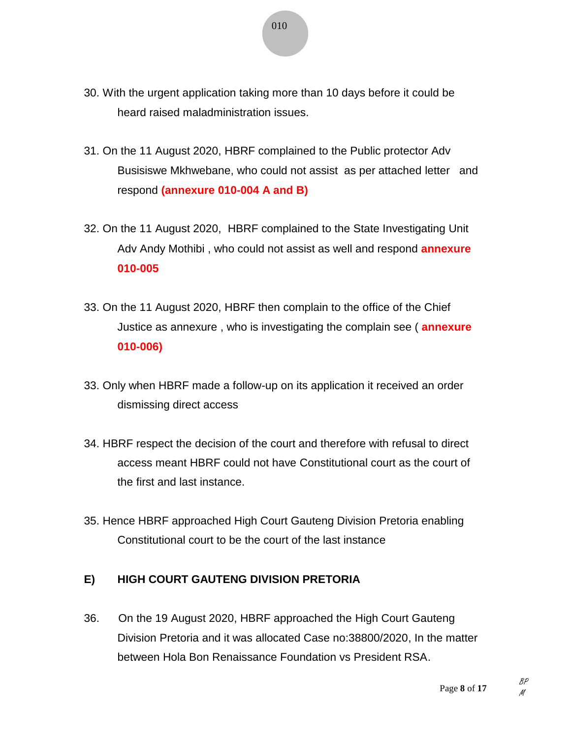30. With the urgent application taking more than 10 days before it could be heard raised maladministration issues.

31. On the 11 August 2020, HBRF complained to the Public protector Adv Busisiswe Mkhwebane, who could not assist as per attached letter and respond **(annexure 010-004 A and B)**

32. On the 11 August 2020, HBRF complained to the State Investigating Unit Adv Andy Mothibi , who could not assist as well and respond **annexure 010-005**

33. On the 11 August 2020, HBRF then complain to the office of the Chief Justice as annexure , who is investigating the complain see ( **annexure 010-006)**

33. Only when HBRF made a follow-up on its application it received an order dismissing direct access

34. HBRF respect the decision of the court and therefore with refusal to direct access meant HBRF could not have Constitutional court as the court of the first and last instance.

35. Hence HBRF approached High Court Gauteng Division Pretoria enabling Constitutional court to be the court of the last instance

## E) HIGH COURT GAUTENG DIVISION PRETORIA

36. On the 19 August 2020, HBRF approached the High Court Gauteng Division Pretoria and it was allocated Case no:38800/2020, In the matter between Hola Bon Renaissance Foundation vs President RSA.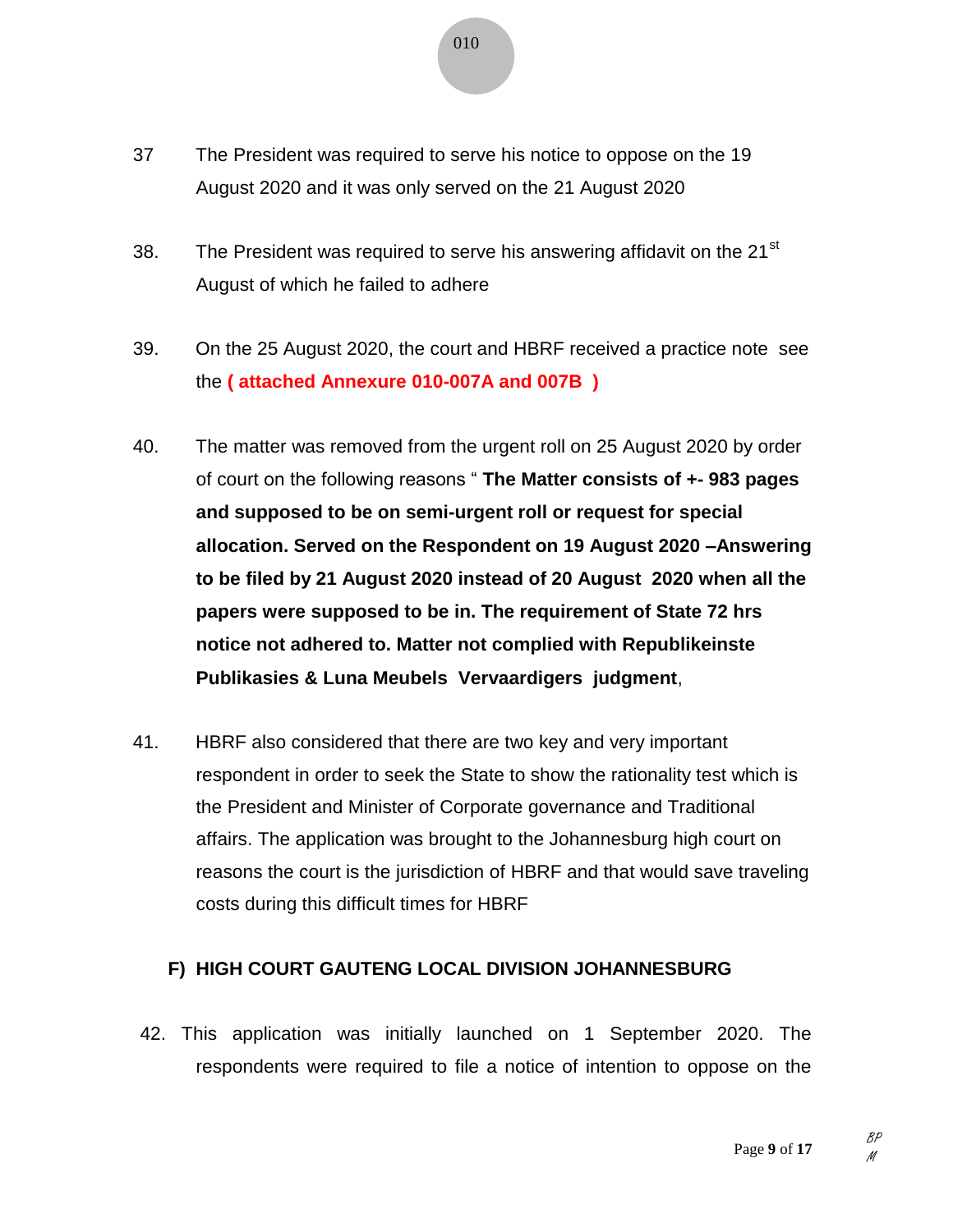37 The President was required to serve his notice to oppose on the 19 August 2020 and it was only served on the 21 August 2020

38. The President was required to serve his answering affidavit on the 21st August of which he failed to adhere

39. On the 25 August 2020, the court and HBRF received a practice note see the **( attached Annexure 010-007A and 007B )**

40. The matter was removed from the urgent roll on 25 August 2020 by order of court on the following reasons " **The Matter consists of +- 983 pages and supposed to be on semi-urgent roll or request for special allocation. Served on the Respondent on 19 August 2020 –Answering to be filed by 21 August 2020 instead of 20 August 2020 when all the papers were supposed to be in. The requirement of State 72 hrs notice not adhered to. Matter not complied with Republikeinste Publikasies & Luna Meubels Vervaardigers judgment**,

41. HBRF also considered that there are two key and very important respondent in order to seek the State to show the rationality test which is the President and Minister of Corporate governance and Traditional affairs. The application was brought to the Johannesburg high court on reasons the court is the jurisdiction of HBRF and that would save traveling costs during this difficult times for HBRF

## F) HIGH COURT GAUTENG LOCAL DIVISION JOHANNESBURG

42. This application was initially launched on 1 September 2020. The respondents were required to file a notice of intention to oppose on the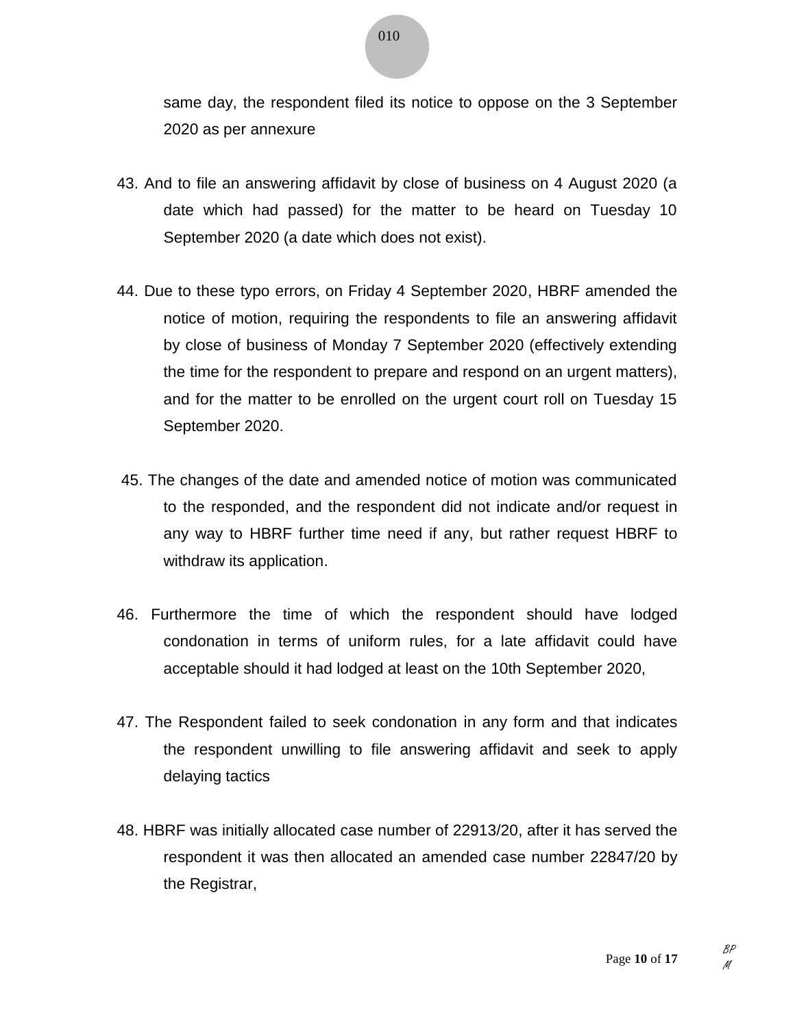same day, the respondent filed its notice to oppose on the 3 September 2020 as per annexure

43. And to file an answering affidavit by close of business on 4 August 2020 (a date which had passed) for the matter to be heard on Tuesday 10 September 2020 (a date which does not exist).

44. Due to these typo errors, on Friday 4 September 2020, HBRF amended the notice of motion, requiring the respondents to file an answering affidavit by close of business of Monday 7 September 2020 (effectively extending the time for the respondent to prepare and respond on an urgent matters), and for the matter to be enrolled on the urgent court roll on Tuesday 15 September 2020.

45. The changes of the date and amended notice of motion was communicated to the responded, and the respondent did not indicate and/or request in any way to HBRF further time need if any, but rather request HBRF to withdraw its application.

46. Furthermore the time of which the respondent should have lodged condonation in terms of uniform rules, for a late affidavit could have acceptable should it had lodged at least on the 10th September 2020,

47. The Respondent failed to seek condonation in any form and that indicates the respondent unwilling to file answering affidavit and seek to apply delaying tactics

48. HBRF was initially allocated case number of 22913/20, after it has served the respondent it was then allocated an amended case number 22847/20 by the Registrar,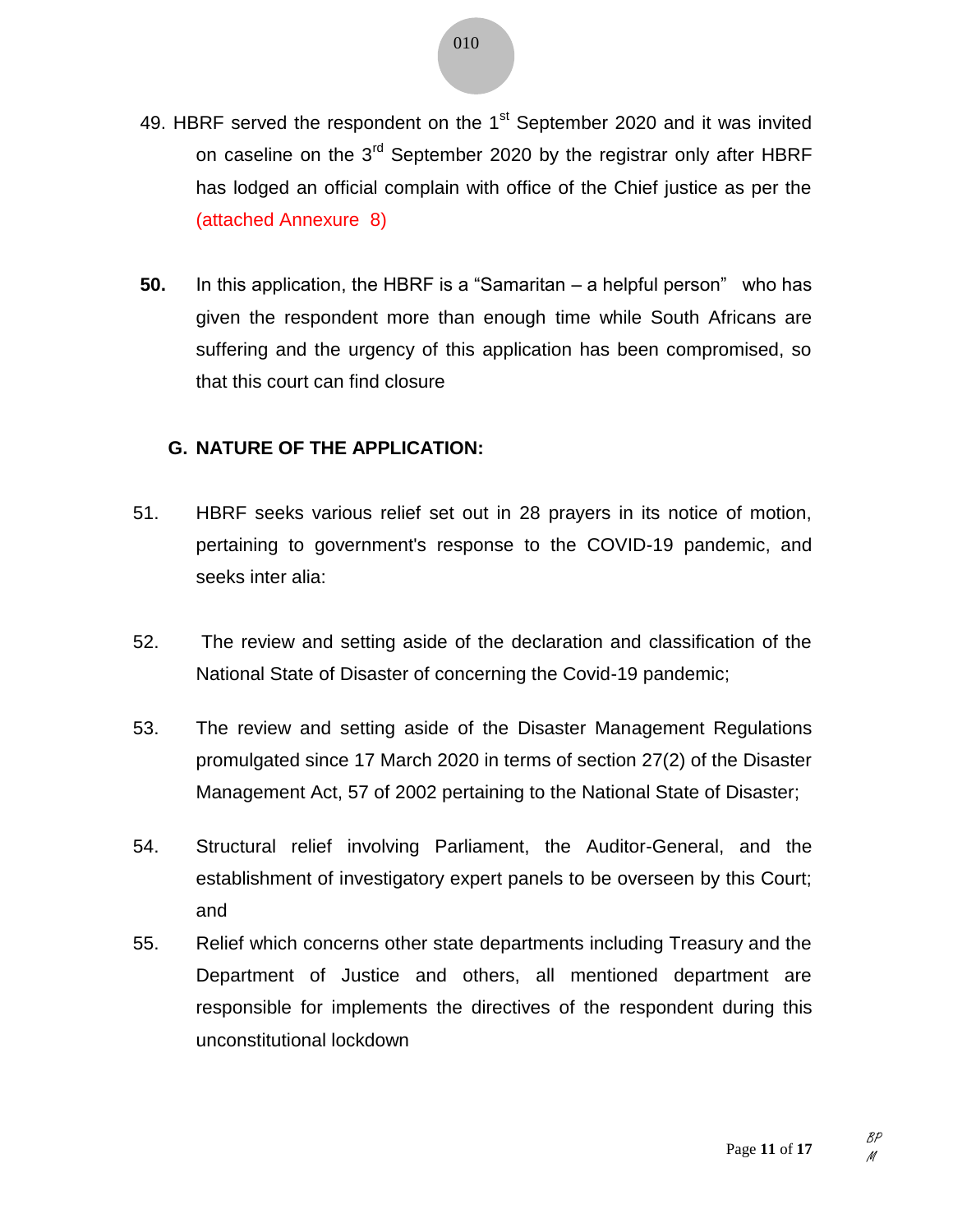49. HBRF served the respondent on the 1st September 2020 and it was invited on caseline on the 3rd September 2020 by the registrar only after HBRF has lodged an official complain with office of the Chief justice as per the (attached Annexure 8)

**50.** In this application, the HBRF is a "Samaritan – a helpful person" who has given the respondent more than enough time while South Africans are suffering and the urgency of this application has been compromised, so that this court can find closure

## G. NATURE OF THE APPLICATION:

51. HBRF seeks various relief set out in 28 prayers in its notice of motion, pertaining to government's response to the COVID-19 pandemic, and seeks inter alia:

52. The review and setting aside of the declaration and classification of the National State of Disaster of concerning the Covid-19 pandemic;

53. The review and setting aside of the Disaster Management Regulations promulgated since 17 March 2020 in terms of section 27(2) of the Disaster Management Act, 57 of 2002 pertaining to the National State of Disaster;

54. Structural relief involving Parliament, the Auditor-General, and the establishment of investigatory expert panels to be overseen by this Court; and

55. Relief which concerns other state departments including Treasury and the Department of Justice and others, all mentioned department are responsible for implements the directives of the respondent during this unconstitutional lockdown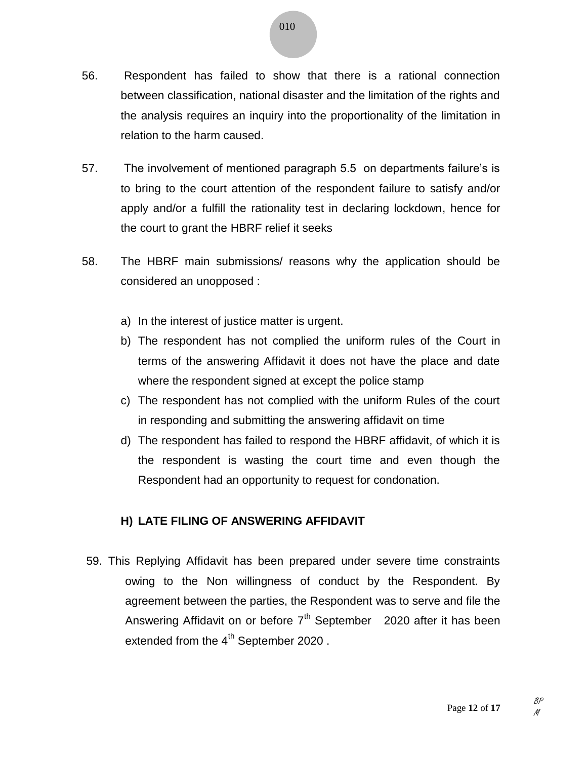56. Respondent has failed to show that there is a rational connection between classification, national disaster and the limitation of the rights and the analysis requires an inquiry into the proportionality of the limitation in relation to the harm caused.

57. The involvement of mentioned paragraph 5.5 on departments failure's is to bring to the court attention of the respondent failure to satisfy and/or apply and/or a fulfill the rationality test in declaring lockdown, hence for the court to grant the HBRF relief it seeks

58. The HBRF main submissions/ reasons why the application should be considered an unopposed :

    a) In the interest of justice matter is urgent.
    b) The respondent has not complied the uniform rules of the Court in terms of the answering Affidavit it does not have the place and date where the respondent signed at except the police stamp
    c) The respondent has not complied with the uniform Rules of the court in responding and submitting the answering affidavit on time
    d) The respondent has failed to respond the HBRF affidavit, of which it is the respondent is wasting the court time and even though the Respondent had an opportunity to request for condonation.

## H) LATE FILING OF ANSWERING AFFIDAVIT

59. This Replying Affidavit has been prepared under severe time constraints owing to the Non willingness of conduct by the Respondent. By agreement between the parties, the Respondent was to serve and file the Answering Affidavit on or before 7th September 2020 after it has been extended from the 4th September 2020 .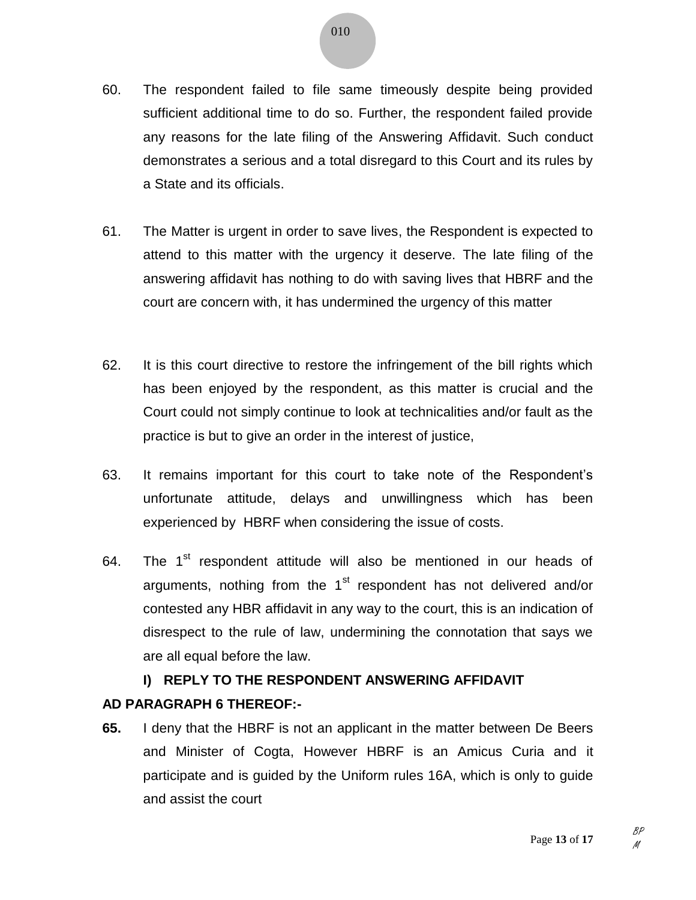60. The respondent failed to file same timeously despite being provided sufficient additional time to do so. Further, the respondent failed provide any reasons for the late filing of the Answering Affidavit. Such conduct demonstrates a serious and a total disregard to this Court and its rules by a State and its officials.

61. The Matter is urgent in order to save lives, the Respondent is expected to attend to this matter with the urgency it deserve. The late filing of the answering affidavit has nothing to do with saving lives that HBRF and the court are concern with, it has undermined the urgency of this matter

62. It is this court directive to restore the infringement of the bill rights which has been enjoyed by the respondent, as this matter is crucial and the Court could not simply continue to look at technicalities and/or fault as the practice is but to give an order in the interest of justice,

63. It remains important for this court to take note of the Respondent's unfortunate attitude, delays and unwillingness which has been experienced by HBRF when considering the issue of costs.

64. The 1st respondent attitude will also be mentioned in our heads of arguments, nothing from the 1st respondent has not delivered and/or contested any HBR affidavit in any way to the court, this is an indication of disrespect to the rule of law, undermining the connotation that says we are all equal before the law.

### I) REPLY TO THE RESPONDENT ANSWERING AFFIDAVIT

**AD PARAGRAPH 6 THEREOF:-**

**65.** I deny that the HBRF is not an applicant in the matter between De Beers and Minister of Cogta, However HBRF is an Amicus Curia and it participate and is guided by the Uniform rules 16A, which is only to guide and assist the court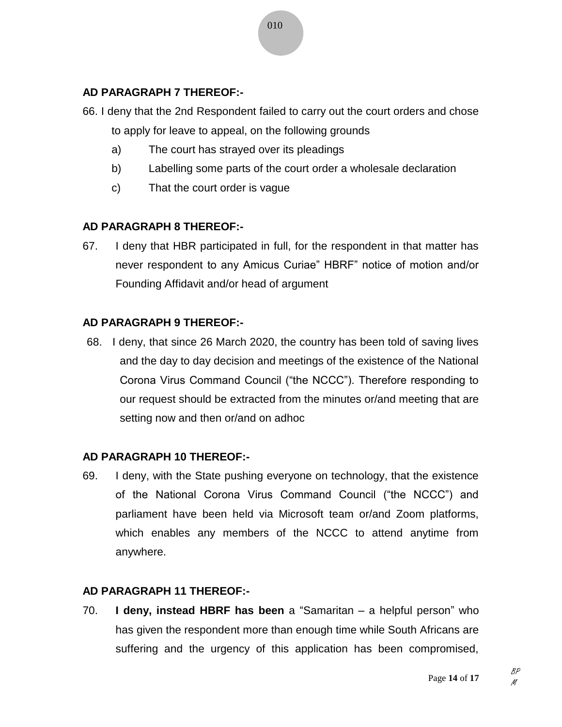**AD PARAGRAPH 7 THEREOF:-**

66. I deny that the 2nd Respondent failed to carry out the court orders and chose to apply for leave to appeal, on the following grounds

a) The court has strayed over its pleadings

b) Labelling some parts of the court order a wholesale declaration

c) That the court order is vague

**AD PARAGRAPH 8 THEREOF:-**

67. I deny that HBR participated in full, for the respondent in that matter has never respondent to any Amicus Curiae" HBRF" notice of motion and/or Founding Affidavit and/or head of argument

**AD PARAGRAPH 9 THEREOF:-**

68. I deny, that since 26 March 2020, the country has been told of saving lives and the day to day decision and meetings of the existence of the National Corona Virus Command Council ("the NCCC"). Therefore responding to our request should be extracted from the minutes or/and meeting that are setting now and then or/and on adhoc

**AD PARAGRAPH 10 THEREOF:-**

69. I deny, with the State pushing everyone on technology, that the existence of the National Corona Virus Command Council ("the NCCC") and parliament have been held via Microsoft team or/and Zoom platforms, which enables any members of the NCCC to attend anytime from anywhere.

**AD PARAGRAPH 11 THEREOF:-**

70. **I deny, instead HBRF has been** a "Samaritan – a helpful person" who has given the respondent more than enough time while South Africans are suffering and the urgency of this application has been compromised,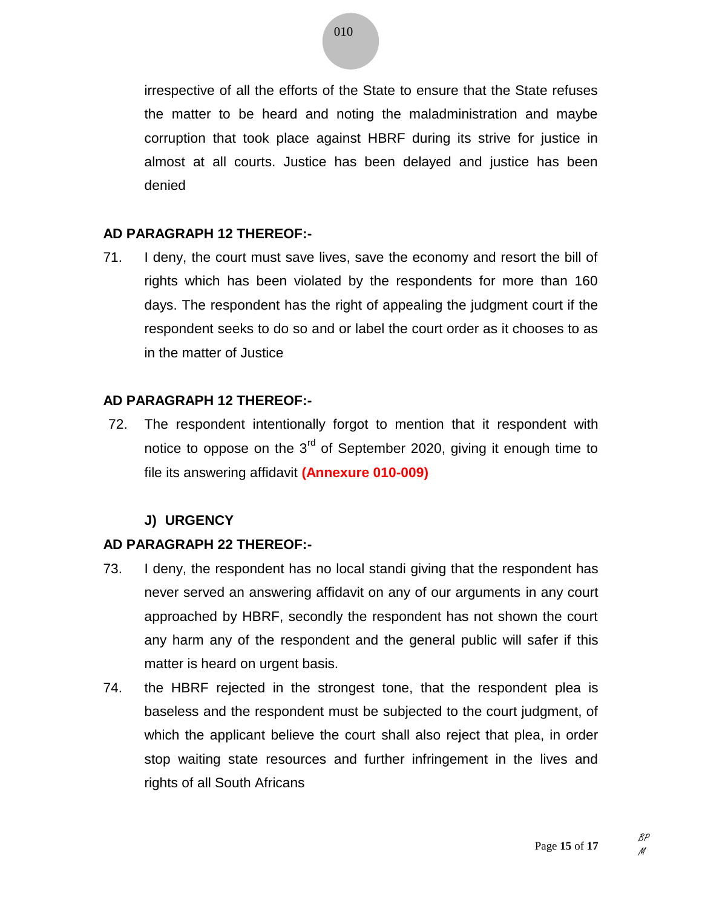irrespective of all the efforts of the State to ensure that the State refuses the matter to be heard and noting the maladministration and maybe corruption that took place against HBRF during its strive for justice in almost at all courts. Justice has been delayed and justice has been denied

**AD PARAGRAPH 12 THEREOF:-**

71. I deny, the court must save lives, save the economy and resort the bill of rights which has been violated by the respondents for more than 160 days. The respondent has the right of appealing the judgment court if the respondent seeks to do so and or label the court order as it chooses to as in the matter of Justice

**AD PARAGRAPH 12 THEREOF:-**

72. The respondent intentionally forgot to mention that it respondent with notice to oppose on the 3rd of September 2020, giving it enough time to file its answering affidavit **(Annexure 010-009)**

**J) URGENCY**

**AD PARAGRAPH 22 THEREOF:-**

73. I deny, the respondent has no local standi giving that the respondent has never served an answering affidavit on any of our arguments in any court approached by HBRF, secondly the respondent has not shown the court any harm any of the respondent and the general public will safer if this matter is heard on urgent basis.

74. the HBRF rejected in the strongest tone, that the respondent plea is baseless and the respondent must be subjected to the court judgment, of which the applicant believe the court shall also reject that plea, in order stop waiting state resources and further infringement in the lives and rights of all South Africans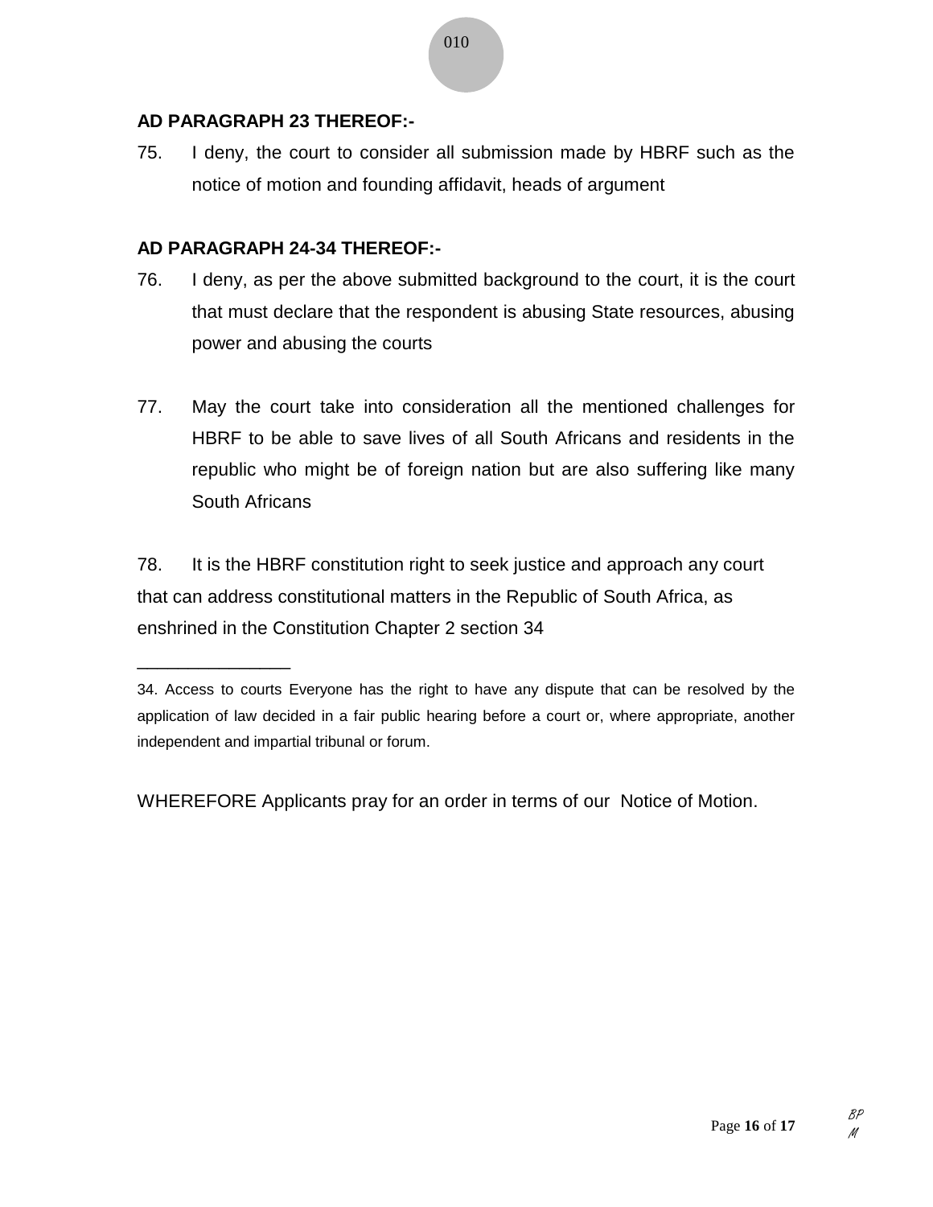**AD PARAGRAPH 23 THEREOF:-**

75. I deny, the court to consider all submission made by HBRF such as the notice of motion and founding affidavit, heads of argument

**AD PARAGRAPH 24-34 THEREOF:-**

76. I deny, as per the above submitted background to the court, it is the court that must declare that the respondent is abusing State resources, abusing power and abusing the courts

77. May the court take into consideration all the mentioned challenges for HBRF to be able to save lives of all South Africans and residents in the republic who might be of foreign nation but are also suffering like many South Africans

78. It is the HBRF constitution right to seek justice and approach any court that can address constitutional matters in the Republic of South Africa, as enshrined in the Constitution Chapter 2 section 34

---

34. Access to courts Everyone has the right to have any dispute that can be resolved by the application of law decided in a fair public hearing before a court or, where appropriate, another independent and impartial tribunal or forum.

WHEREFORE Applicants pray for an order in terms of our Notice of Motion.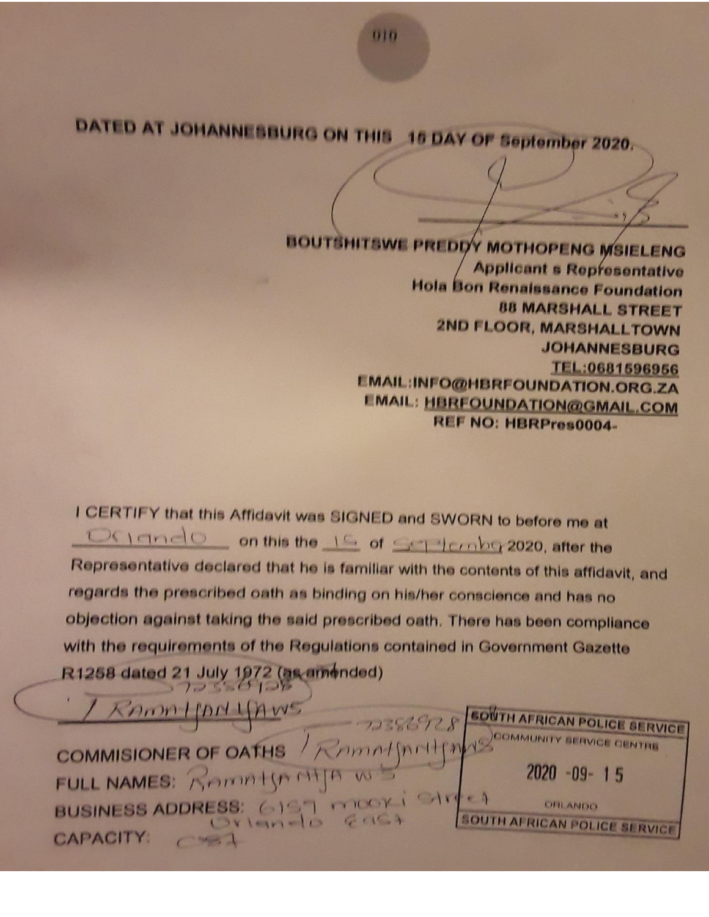**DATED AT JOHANNESBURG ON THIS 15 DAY OF September 2020.**

**BOUTSHITSWE PREDDY MOTHOPENG MSIELENG**
**Applicant s Representative**
**Hola Bon Renaissance Foundation**
**88 MARSHALL STREET**
**2ND FLOOR, MARSHALLTOWN**
**JOHANNESBURG**
**TEL:0681596956**
**EMAIL:INFO@HBRFOUNDATION.ORG.ZA**
**EMAIL: HBRFOUNDATION@GMAIL.COM**
**REF NO: HBRPres0004-**

I CERTIFY that this Affidavit was SIGNED and SWORN to before me at Orlando on this the 15 of September 2020, after the Representative declared that he is familiar with the contents of this affidavit, and regards the prescribed oath as binding on his/her conscience and has no objection against taking the said prescribed oath. There has been compliance with the requirements of the Regulations contained in Government Gazette R1258 dated 21 July 1972 (as amended)

COMMISIONER OF OATHS
FULL NAMES: Ramotshabi W S
BUSINESS ADDRESS: 6157 Mooki Street Orlando East
CAPACITY: Cst

SOUTH AFRICAN POLICE SERVICE
COMMUNITY SERVICE CENTRE
2020 -09- 15
ORLANDO
SOUTH AFRICAN POLICE SERVICE